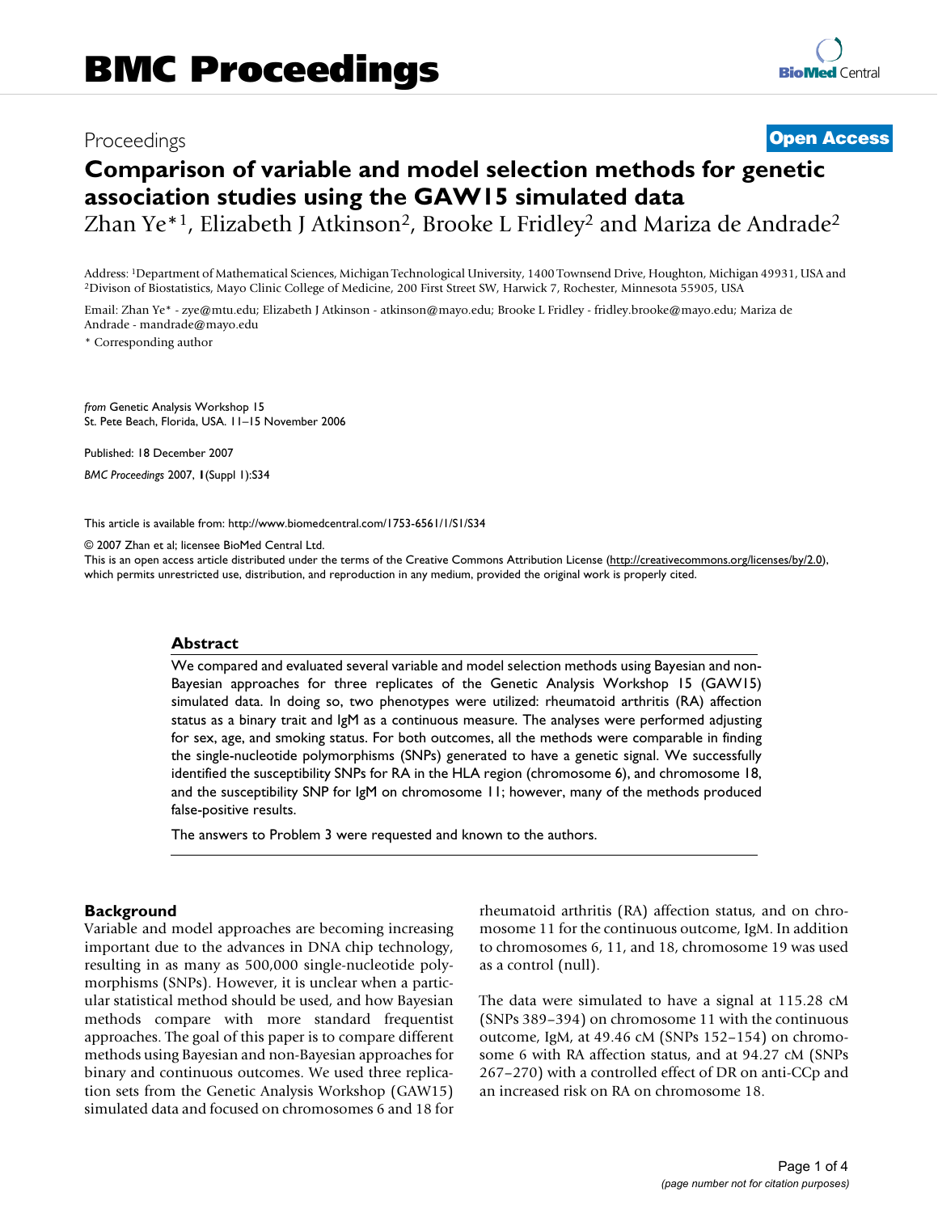# BMC Proceedings

Proceedings **Open Access**

# Comparison of variable and model selection methods for genetic association studies using the GAW15 simulated data

Zhan Ye*[1], Elizabeth J Atkinson[2], Brooke L Fridley[2] and Mariza de Andrade[2]

Address: [1]Department of Mathematical Sciences, Michigan Technological University, 1400 Townsend Drive, Houghton, Michigan 49931, USA and [2]Divison of Biostatistics, Mayo Clinic College of Medicine, 200 First Street SW, Harwick 7, Rochester, Minnesota 55905, USA

Email: Zhan Ye* - zye@mtu.edu; Elizabeth J Atkinson - atkinson@mayo.edu; Brooke L Fridley - fridley.brooke@mayo.edu; Mariza de Andrade - mandrade@mayo.edu

\* Corresponding author

*from* Genetic Analysis Workshop 15
St. Pete Beach, Florida, USA. 11–15 November 2006

Published: 18 December 2007

*BMC Proceedings* 2007, **1**(Suppl 1):S34

This article is available from: http://www.biomedcentral.com/1753-6561/1/S1/S34

© 2007 Zhan et al; licensee BioMed Central Ltd.
This is an open access article distributed under the terms of the Creative Commons Attribution License (http://creativecommons.org/licenses/by/2.0), which permits unrestricted use, distribution, and reproduction in any medium, provided the original work is properly cited.

## Abstract

We compared and evaluated several variable and model selection methods using Bayesian and non-Bayesian approaches for three replicates of the Genetic Analysis Workshop 15 (GAW15) simulated data. In doing so, two phenotypes were utilized: rheumatoid arthritis (RA) affection status as a binary trait and IgM as a continuous measure. The analyses were performed adjusting for sex, age, and smoking status. For both outcomes, all the methods were comparable in finding the single-nucleotide polymorphisms (SNPs) generated to have a genetic signal. We successfully identified the susceptibility SNPs for RA in the HLA region (chromosome 6), and chromosome 18, and the susceptibility SNP for IgM on chromosome 11; however, many of the methods produced false-positive results.

The answers to Problem 3 were requested and known to the authors.

## Background

Variable and model approaches are becoming increasing important due to the advances in DNA chip technology, resulting in as many as 500,000 single-nucleotide polymorphisms (SNPs). However, it is unclear when a particular statistical method should be used, and how Bayesian methods compare with more standard frequentist approaches. The goal of this paper is to compare different methods using Bayesian and non-Bayesian approaches for binary and continuous outcomes. We used three replication sets from the Genetic Analysis Workshop (GAW15) simulated data and focused on chromosomes 6 and 18 for rheumatoid arthritis (RA) affection status, and on chromosome 11 for the continuous outcome, IgM. In addition to chromosomes 6, 11, and 18, chromosome 19 was used as a control (null).

The data were simulated to have a signal at 115.28 cM (SNPs 389–394) on chromosome 11 with the continuous outcome, IgM, at 49.46 cM (SNPs 152–154) on chromosome 6 with RA affection status, and at 94.27 cM (SNPs 267–270) with a controlled effect of DR on anti-CCp and an increased risk on RA on chromosome 18.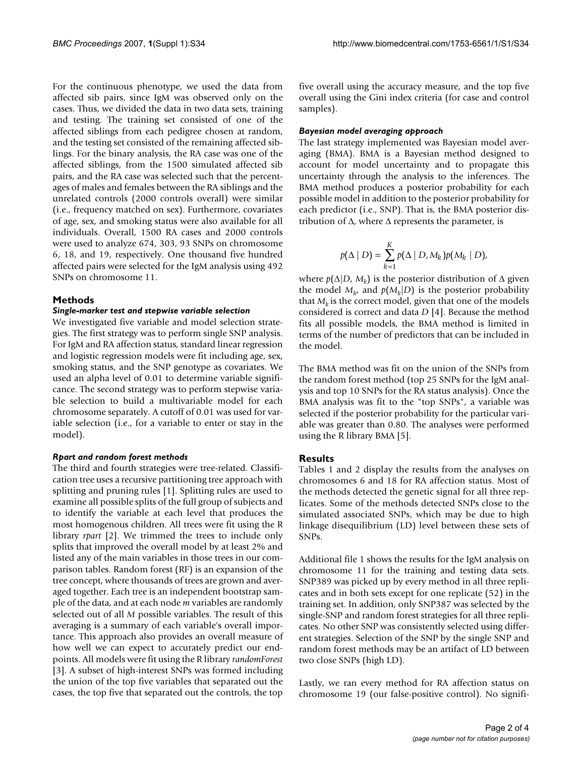For the continuous phenotype, we used the data from affected sib pairs, since IgM was observed only on the cases. Thus, we divided the data in two data sets, training and testing. The training set consisted of one of the affected siblings from each pedigree chosen at random, and the testing set consisted of the remaining affected siblings. For the binary analysis, the RA case was one of the affected siblings, from the 1500 simulated affected sib pairs, and the RA case was selected such that the percentages of males and females between the RA siblings and the unrelated controls (2000 controls overall) were similar (i.e., frequency matched on sex). Furthermore, covariates of age, sex, and smoking status were also available for all individuals. Overall, 1500 RA cases and 2000 controls were used to analyze 674, 303, 93 SNPs on chromosome 6, 18, and 19, respectively. One thousand five hundred affected pairs were selected for the IgM analysis using 492 SNPs on chromosome 11.

## Methods

### *Single-marker test and stepwise variable selection*

We investigated five variable and model selection strategies. The first strategy was to perform single SNP analysis. For IgM and RA affection status, standard linear regression and logistic regression models were fit including age, sex, smoking status, and the SNP genotype as covariates. We used an alpha level of 0.01 to determine variable significance. The second strategy was to perform stepwise variable selection to build a multivariable model for each chromosome separately. A cutoff of 0.01 was used for variable selection (i.e., for a variable to enter or stay in the model).

### *Rpart and random forest methods*

The third and fourth strategies were tree-related. Classification tree uses a recursive partitioning tree approach with splitting and pruning rules [1]. Splitting rules are used to examine all possible splits of the full group of subjects and to identify the variable at each level that produces the most homogenous children. All trees were fit using the R library *rpart* [2]. We trimmed the trees to include only splits that improved the overall model by at least 2% and listed any of the main variables in those trees in our comparison tables. Random forest (RF) is an expansion of the tree concept, where thousands of trees are grown and averaged together. Each tree is an independent bootstrap sample of the data, and at each node *m* variables are randomly selected out of all *M* possible variables. The result of this averaging is a summary of each variable's overall importance. This approach also provides an overall measure of how well we can expect to accurately predict our endpoints. All models were fit using the R library *randomForest* [3]. A subset of high-interest SNPs was formed including the union of the top five variables that separated out the cases, the top five that separated out the controls, the top five overall using the accuracy measure, and the top five overall using the Gini index criteria (for case and control samples).

### *Bayesian model averaging approach*

The last strategy implemented was Bayesian model averaging (BMA). BMA is a Bayesian method designed to account for model uncertainty and to propagate this uncertainty through the analysis to the inferences. The BMA method produces a posterior probability for each possible model in addition to the posterior probability for each predictor (i.e., SNP). That is, the BMA posterior distribution of $\Delta$, where $\Delta$ represents the parameter, is

$$p(\Delta \mid D) = \sum_{k=1}^{K} p(\Delta \mid D, M_k) p(M_k \mid D),$$

where $p(\Delta|D, M_k)$ is the posterior distribution of $\Delta$ given the model $M_k$, and $p(M_k|D)$ is the posterior probability that $M_k$ is the correct model, given that one of the models considered is correct and data $D$ [4]. Because the method fits all possible models, the BMA method is limited in terms of the number of predictors that can be included in the model.

The BMA method was fit on the union of the SNPs from the random forest method (top 25 SNPs for the IgM analysis and top 10 SNPs for the RA status analysis). Once the BMA analysis was fit to the "top SNPs", a variable was selected if the posterior probability for the particular variable was greater than 0.80. The analyses were performed using the R library BMA [5].

## Results

Tables 1 and 2 display the results from the analyses on chromosomes 6 and 18 for RA affection status. Most of the methods detected the genetic signal for all three replicates. Some of the methods detected SNPs close to the simulated associated SNPs, which may be due to high linkage disequilibrium (LD) level between these sets of SNPs.

Additional file 1 shows the results for the IgM analysis on chromosome 11 for the training and testing data sets. SNP389 was picked up by every method in all three replicates and in both sets except for one replicate (52) in the training set. In addition, only SNP387 was selected by the single-SNP and random forest strategies for all three replicates. No other SNP was consistently selected using different strategies. Selection of the SNP by the single SNP and random forest methods may be an artifact of LD between two close SNPs (high LD).

Lastly, we ran every method for RA affection status on chromosome 19 (our false-positive control). No signifi-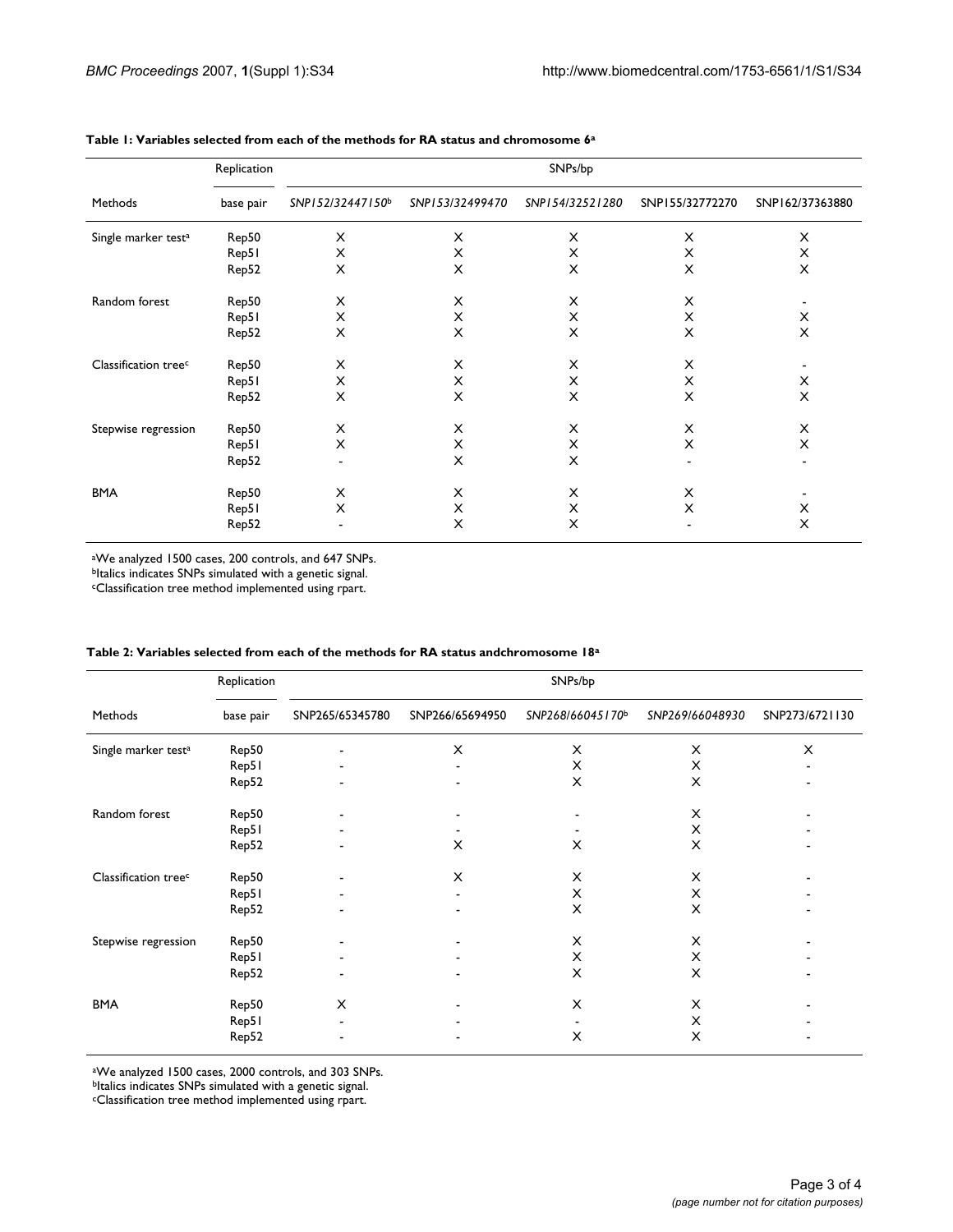**Table 1: Variables selected from each of the methods for RA status and chromosome 6[a]**

| Methods | Replication base pair | *SNP152/32447150*[b] | *SNP153/32499470* | *SNP154/32521280* | SNP155/32772270 | SNP162/37363880 |
|---|---|---|---|---|---|---|
| Single marker test[a] | Rep50 | X | X | X | X | X |
| | Rep51 | X | X | X | X | X |
| | Rep52 | X | X | X | X | X |
| Random forest | Rep50 | X | X | X | X | - |
| | Rep51 | X | X | X | X | X |
| | Rep52 | X | X | X | X | X |
| Classification tree[c] | Rep50 | X | X | X | X | - |
| | Rep51 | X | X | X | X | X |
| | Rep52 | X | X | X | X | X |
| Stepwise regression | Rep50 | X | X | X | X | X |
| | Rep51 | X | X | X | X | X |
| | Rep52 | - | X | X | - | - |
| BMA | Rep50 | X | X | X | X | - |
| | Rep51 | X | X | X | X | X |
| | Rep52 | - | X | X | - | X |

[a]We analyzed 1500 cases, 200 controls, and 647 SNPs.
[b]Italics indicates SNPs simulated with a genetic signal.
[c]Classification tree method implemented using rpart.

**Table 2: Variables selected from each of the methods for RA status andchromosome 18[a]**

| Methods | Replication base pair | SNP265/65345780 | SNP266/65694950 | *SNP268/66045170*[b] | *SNP269/66048930* | SNP273/6721130 |
|---|---|---|---|---|---|---|
| Single marker test[a] | Rep50 | - | X | X | X | X |
| | Rep51 | - | - | X | X | - |
| | Rep52 | - | - | X | X | - |
| Random forest | Rep50 | - | - | - | X | - |
| | Rep51 | - | - | - | X | - |
| | Rep52 | - | X | X | X | - |
| Classification tree[c] | Rep50 | - | X | X | X | - |
| | Rep51 | - | - | X | X | - |
| | Rep52 | - | - | X | X | - |
| Stepwise regression | Rep50 | - | - | X | X | - |
| | Rep51 | - | - | X | X | - |
| | Rep52 | - | - | X | X | - |
| BMA | Rep50 | X | - | X | X | - |
| | Rep51 | - | - | - | X | - |
| | Rep52 | - | - | X | X | - |

[a]We analyzed 1500 cases, 2000 controls, and 303 SNPs.
[b]Italics indicates SNPs simulated with a genetic signal.
[c]Classification tree method implemented using rpart.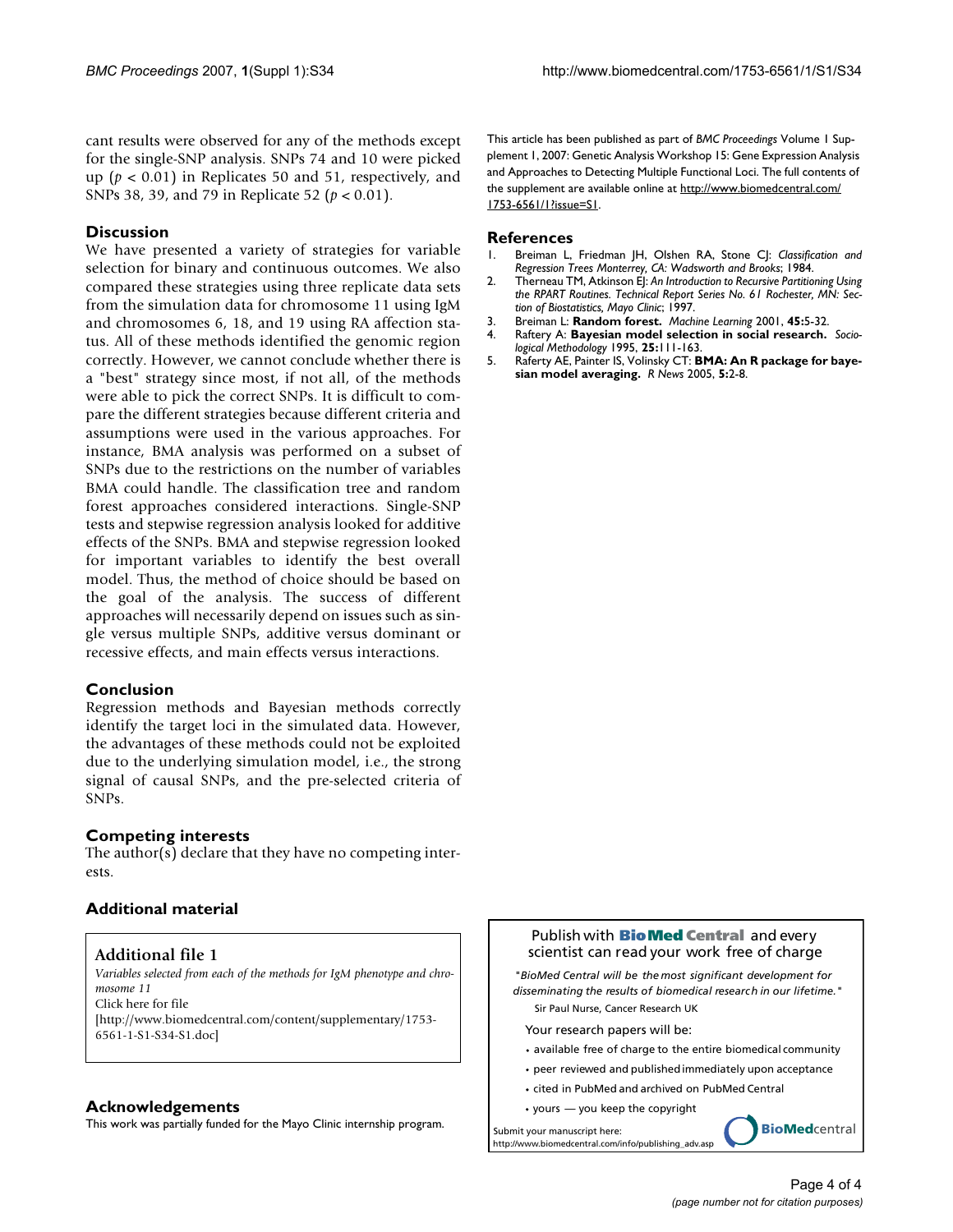cant results were observed for any of the methods except for the single-SNP analysis. SNPs 74 and 10 were picked up ($p < 0.01$) in Replicates 50 and 51, respectively, and SNPs 38, 39, and 79 in Replicate 52 ($p < 0.01$).

## Discussion

We have presented a variety of strategies for variable selection for binary and continuous outcomes. We also compared these strategies using three replicate data sets from the simulation data for chromosome 11 using IgM and chromosomes 6, 18, and 19 using RA affection status. All of these methods identified the genomic region correctly. However, we cannot conclude whether there is a "best" strategy since most, if not all, of the methods were able to pick the correct SNPs. It is difficult to compare the different strategies because different criteria and assumptions were used in the various approaches. For instance, BMA analysis was performed on a subset of SNPs due to the restrictions on the number of variables BMA could handle. The classification tree and random forest approaches considered interactions. Single-SNP tests and stepwise regression analysis looked for additive effects of the SNPs. BMA and stepwise regression looked for important variables to identify the best overall model. Thus, the method of choice should be based on the goal of the analysis. The success of different approaches will necessarily depend on issues such as single versus multiple SNPs, additive versus dominant or recessive effects, and main effects versus interactions.

## Conclusion

Regression methods and Bayesian methods correctly identify the target loci in the simulated data. However, the advantages of these methods could not be exploited due to the underlying simulation model, i.e., the strong signal of causal SNPs, and the pre-selected criteria of SNPs.

## Competing interests

The author(s) declare that they have no competing interests.

## Additional material

**Additional file 1**

*Variables selected from each of the methods for IgM phenotype and chromosome 11*

Click here for file

[http://www.biomedcentral.com/content/supplementary/1753-6561-1-S1-S34-S1.doc]

## Acknowledgements

This work was partially funded for the Mayo Clinic internship program.

This article has been published as part of *BMC Proceedings* Volume 1 Supplement 1, 2007: Genetic Analysis Workshop 15: Gene Expression Analysis and Approaches to Detecting Multiple Functional Loci. The full contents of the supplement are available online at http://www.biomedcentral.com/1753-6561/1?issue=S1.

## References

1. Breiman L, Friedman JH, Olshen RA, Stone CJ: *Classification and Regression Trees Monterrey, CA: Wadsworth and Brooks*; 1984.
2. Therneau TM, Atkinson EJ: *An Introduction to Recursive Partitioning Using the RPART Routines. Technical Report Series No. 61 Rochester, MN: Section of Biostatistics, Mayo Clinic*; 1997.
3. Breiman L: **Random forest.** *Machine Learning* 2001, **45:**5-32.
4. Raftery A: **Bayesian model selection in social research.** *Sociological Methodology* 1995, **25:**111-163.
5. Raferty AE, Painter IS, Volinsky CT: **BMA: An R package for bayesian model averaging.** *R News* 2005, **5:**2-8.

Publish with **BioMed Central** and every scientist can read your work free of charge

*"BioMed Central will be the most significant development for disseminating the results of biomedical research in our lifetime."*

Sir Paul Nurse, Cancer Research UK

Your research papers will be:

- available free of charge to the entire biomedical community
- peer reviewed and published immediately upon acceptance
- cited in PubMed and archived on PubMed Central
- yours — you keep the copyright

Submit your manuscript here:
http://www.biomedcentral.com/info/publishing_adv.asp

BioMedcentral